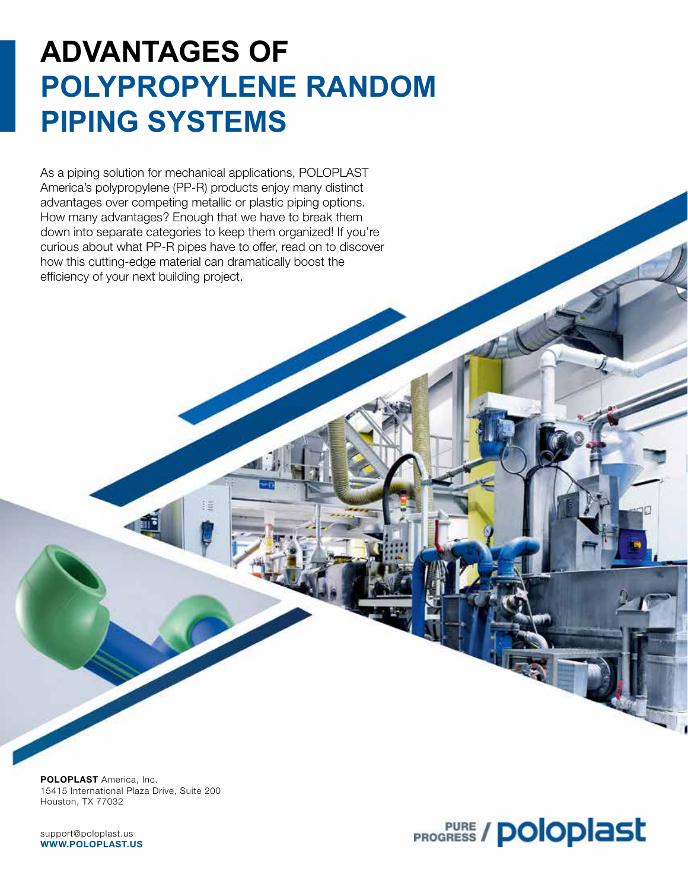# ADVANTAGES OF POLYPROPYLENE RANDOM PIPING SYSTEMS

As a piping solution for mechanical applications, POLOPLAST America's polypropylene (PP-R) products enjoy many distinct advantages over competing metallic or plastic piping options. How many advantages? Enough that we have to break them down into separate categories to keep them organized! If you're curious about what PP-R pipes have to offer, read on to discover how this cutting-edge material can dramatically boost the efficiency of your next building project.

**POLOPLAST** America, Inc.
15415 International Plaza Drive, Suite 200
Houston, TX 77032

support@poloplast.us
**WWW.POLOPLAST.US**

PURE PROGRESS / poloplast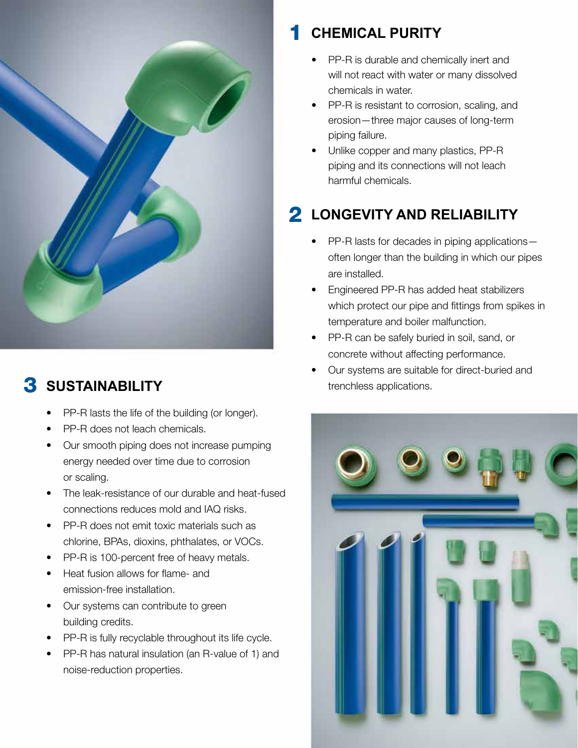## 1 CHEMICAL PURITY

- PP-R is durable and chemically inert and will not react with water or many dissolved chemicals in water.
- PP-R is resistant to corrosion, scaling, and erosion—three major causes of long-term piping failure.
- Unlike copper and many plastics, PP-R piping and its connections will not leach harmful chemicals.

## 2 LONGEVITY AND RELIABILITY

- PP-R lasts for decades in piping applications—often longer than the building in which our pipes are installed.
- Engineered PP-R has added heat stabilizers which protect our pipe and fittings from spikes in temperature and boiler malfunction.
- PP-R can be safely buried in soil, sand, or concrete without affecting performance.
- Our systems are suitable for direct-buried and trenchless applications.

## 3 SUSTAINABILITY

- PP-R lasts the life of the building (or longer).
- PP-R does not leach chemicals.
- Our smooth piping does not increase pumping energy needed over time due to corrosion or scaling.
- The leak-resistance of our durable and heat-fused connections reduces mold and IAQ risks.
- PP-R does not emit toxic materials such as chlorine, BPAs, dioxins, phthalates, or VOCs.
- PP-R is 100-percent free of heavy metals.
- Heat fusion allows for flame- and emission-free installation.
- Our systems can contribute to green building credits.
- PP-R is fully recyclable throughout its life cycle.
- PP-R has natural insulation (an R-value of 1) and noise-reduction properties.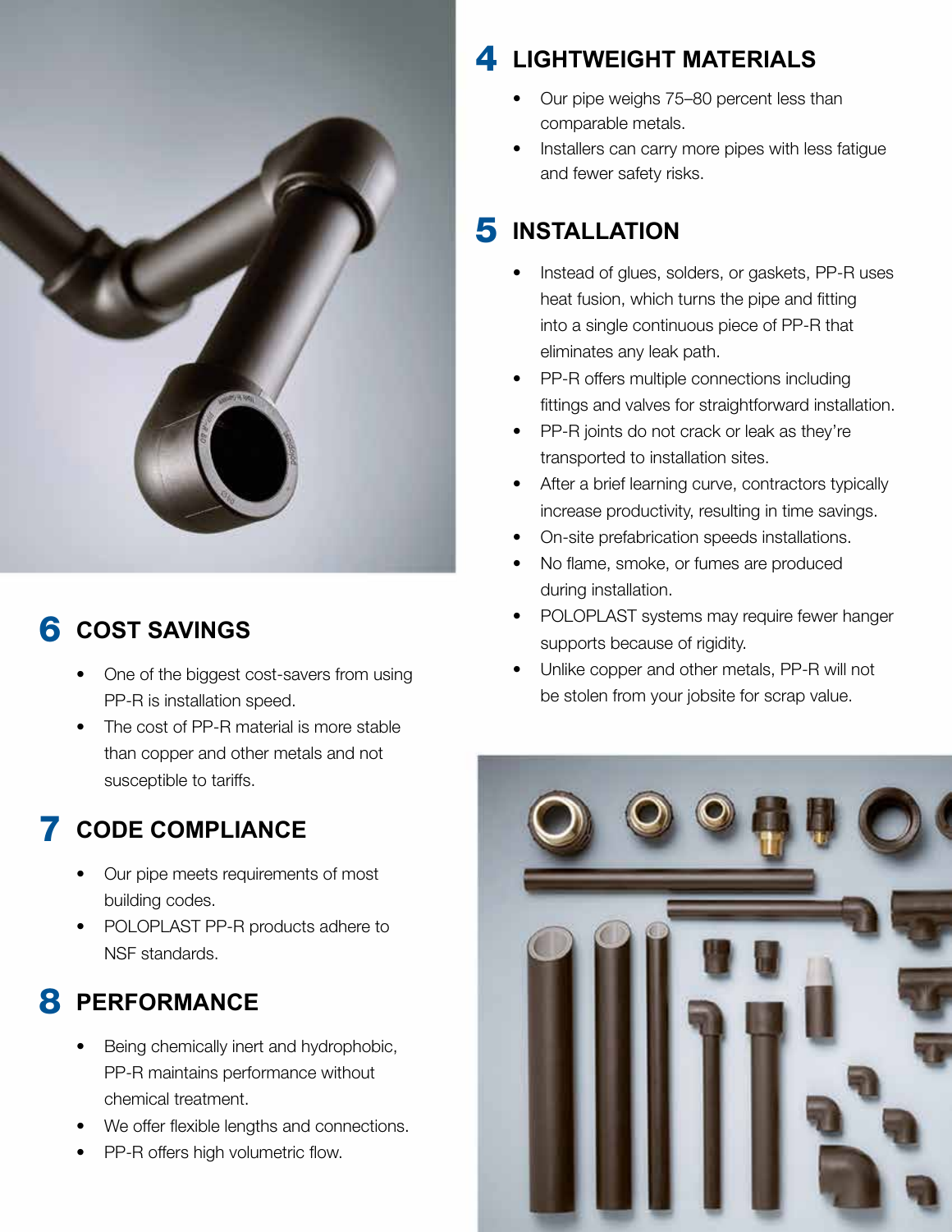## 4 LIGHTWEIGHT MATERIALS

- Our pipe weighs 75–80 percent less than comparable metals.
- Installers can carry more pipes with less fatigue and fewer safety risks.

## 5 INSTALLATION

- Instead of glues, solders, or gaskets, PP-R uses heat fusion, which turns the pipe and fitting into a single continuous piece of PP-R that eliminates any leak path.
- PP-R offers multiple connections including fittings and valves for straightforward installation.
- PP-R joints do not crack or leak as they're transported to installation sites.
- After a brief learning curve, contractors typically increase productivity, resulting in time savings.
- On-site prefabrication speeds installations.
- No flame, smoke, or fumes are produced during installation.
- POLOPLAST systems may require fewer hanger supports because of rigidity.
- Unlike copper and other metals, PP-R will not be stolen from your jobsite for scrap value.

## 6 COST SAVINGS

- One of the biggest cost-savers from using PP-R is installation speed.
- The cost of PP-R material is more stable than copper and other metals and not susceptible to tariffs.

## 7 CODE COMPLIANCE

- Our pipe meets requirements of most building codes.
- POLOPLAST PP-R products adhere to NSF standards.

## 8 PERFORMANCE

- Being chemically inert and hydrophobic, PP-R maintains performance without chemical treatment.
- We offer flexible lengths and connections.
- PP-R offers high volumetric flow.